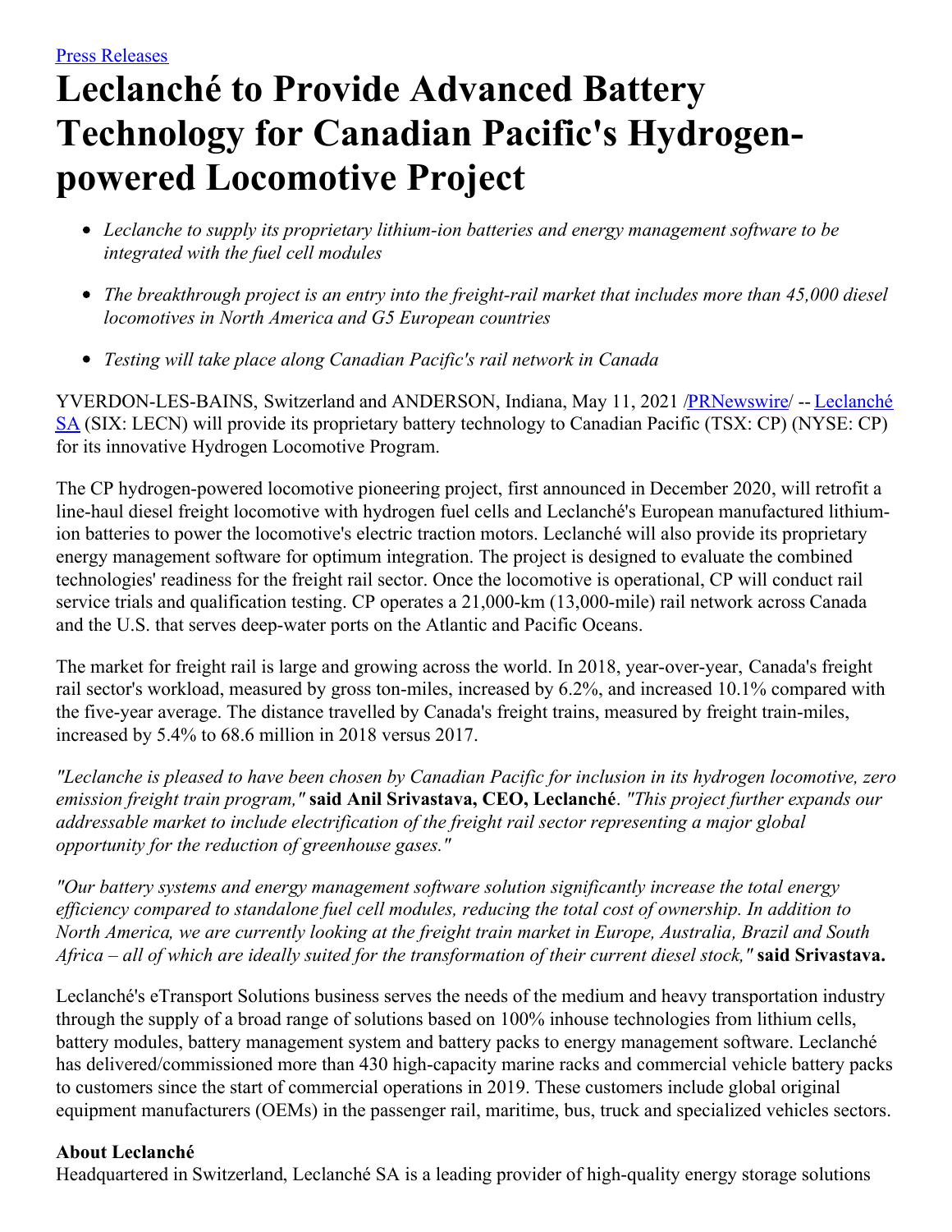Press Releases

# Leclanché to Provide Advanced Battery Technology for Canadian Pacific's Hydrogen-powered Locomotive Project

- *Leclanche to supply its proprietary lithium-ion batteries and energy management software to be integrated with the fuel cell modules*
- *The breakthrough project is an entry into the freight-rail market that includes more than 45,000 diesel locomotives in North America and G5 European countries*
- *Testing will take place along Canadian Pacific's rail network in Canada*

YVERDON-LES-BAINS, Switzerland and ANDERSON, Indiana, May 11, 2021 /PRNewswire/ -- Leclanché SA (SIX: LECN) will provide its proprietary battery technology to Canadian Pacific (TSX: CP) (NYSE: CP) for its innovative Hydrogen Locomotive Program.

The CP hydrogen-powered locomotive pioneering project, first announced in December 2020, will retrofit a line-haul diesel freight locomotive with hydrogen fuel cells and Leclanché's European manufactured lithium-ion batteries to power the locomotive's electric traction motors. Leclanché will also provide its proprietary energy management software for optimum integration. The project is designed to evaluate the combined technologies' readiness for the freight rail sector. Once the locomotive is operational, CP will conduct rail service trials and qualification testing. CP operates a 21,000-km (13,000-mile) rail network across Canada and the U.S. that serves deep-water ports on the Atlantic and Pacific Oceans.

The market for freight rail is large and growing across the world. In 2018, year-over-year, Canada's freight rail sector's workload, measured by gross ton-miles, increased by 6.2%, and increased 10.1% compared with the five-year average. The distance travelled by Canada's freight trains, measured by freight train-miles, increased by 5.4% to 68.6 million in 2018 versus 2017.

*"Leclanche is pleased to have been chosen by Canadian Pacific for inclusion in its hydrogen locomotive, zero emission freight train program,"* **said Anil Srivastava, CEO, Leclanché**. *"This project further expands our addressable market to include electrification of the freight rail sector representing a major global opportunity for the reduction of greenhouse gases."*

*"Our battery systems and energy management software solution significantly increase the total energy efficiency compared to standalone fuel cell modules, reducing the total cost of ownership. In addition to North America, we are currently looking at the freight train market in Europe, Australia, Brazil and South Africa – all of which are ideally suited for the transformation of their current diesel stock,"* **said Srivastava.**

Leclanché's eTransport Solutions business serves the needs of the medium and heavy transportation industry through the supply of a broad range of solutions based on 100% inhouse technologies from lithium cells, battery modules, battery management system and battery packs to energy management software. Leclanché has delivered/commissioned more than 430 high-capacity marine racks and commercial vehicle battery packs to customers since the start of commercial operations in 2019. These customers include global original equipment manufacturers (OEMs) in the passenger rail, maritime, bus, truck and specialized vehicles sectors.

**About Leclanché**
Headquartered in Switzerland, Leclanché SA is a leading provider of high-quality energy storage solutions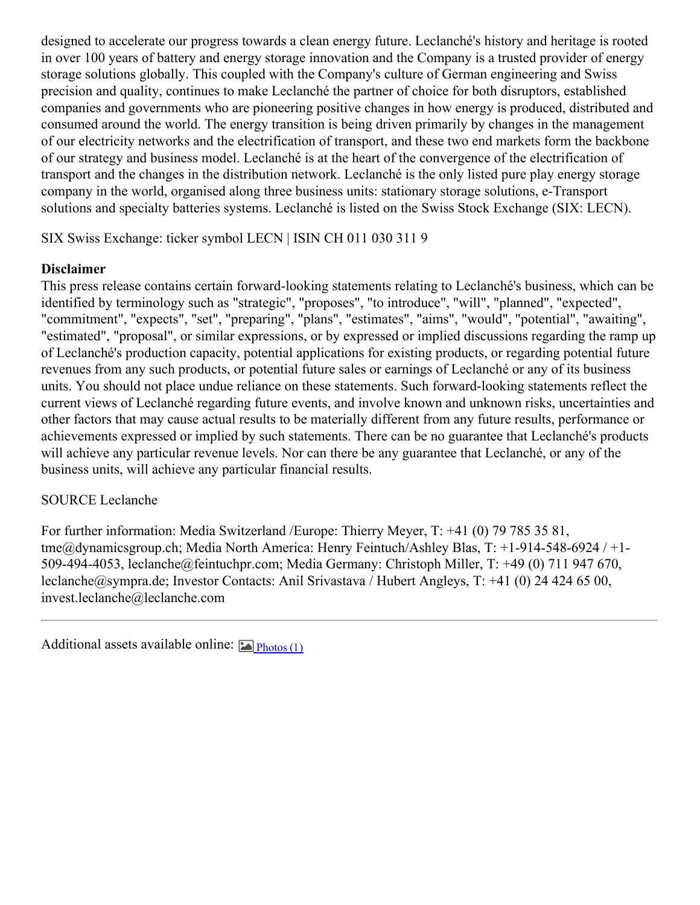designed to accelerate our progress towards a clean energy future. Leclanché's history and heritage is rooted in over 100 years of battery and energy storage innovation and the Company is a trusted provider of energy storage solutions globally. This coupled with the Company's culture of German engineering and Swiss precision and quality, continues to make Leclanché the partner of choice for both disruptors, established companies and governments who are pioneering positive changes in how energy is produced, distributed and consumed around the world. The energy transition is being driven primarily by changes in the management of our electricity networks and the electrification of transport, and these two end markets form the backbone of our strategy and business model. Leclanché is at the heart of the convergence of the electrification of transport and the changes in the distribution network. Leclanché is the only listed pure play energy storage company in the world, organised along three business units: stationary storage solutions, e-Transport solutions and specialty batteries systems. Leclanché is listed on the Swiss Stock Exchange (SIX: LECN).

SIX Swiss Exchange: ticker symbol LECN | ISIN CH 011 030 311 9

**Disclaimer**

This press release contains certain forward-looking statements relating to Leclanché's business, which can be identified by terminology such as "strategic", "proposes", "to introduce", "will", "planned", "expected", "commitment", "expects", "set", "preparing", "plans", "estimates", "aims", "would", "potential", "awaiting", "estimated", "proposal", or similar expressions, or by expressed or implied discussions regarding the ramp up of Leclanché's production capacity, potential applications for existing products, or regarding potential future revenues from any such products, or potential future sales or earnings of Leclanché or any of its business units. You should not place undue reliance on these statements. Such forward-looking statements reflect the current views of Leclanché regarding future events, and involve known and unknown risks, uncertainties and other factors that may cause actual results to be materially different from any future results, performance or achievements expressed or implied by such statements. There can be no guarantee that Leclanché's products will achieve any particular revenue levels. Nor can there be any guarantee that Leclanché, or any of the business units, will achieve any particular financial results.

SOURCE Leclanche

For further information: Media Switzerland /Europe: Thierry Meyer, T: +41 (0) 79 785 35 81, tme@dynamicsgroup.ch; Media North America: Henry Feintuch/Ashley Blas, T: +1-914-548-6924 / +1-509-494-4053, leclanche@feintuchpr.com; Media Germany: Christoph Miller, T: +49 (0) 711 947 670, leclanche@sympra.de; Investor Contacts: Anil Srivastava / Hubert Angleys, T: +41 (0) 24 424 65 00, invest.leclanche@leclanche.com

---

Additional assets available online: Photos (1)